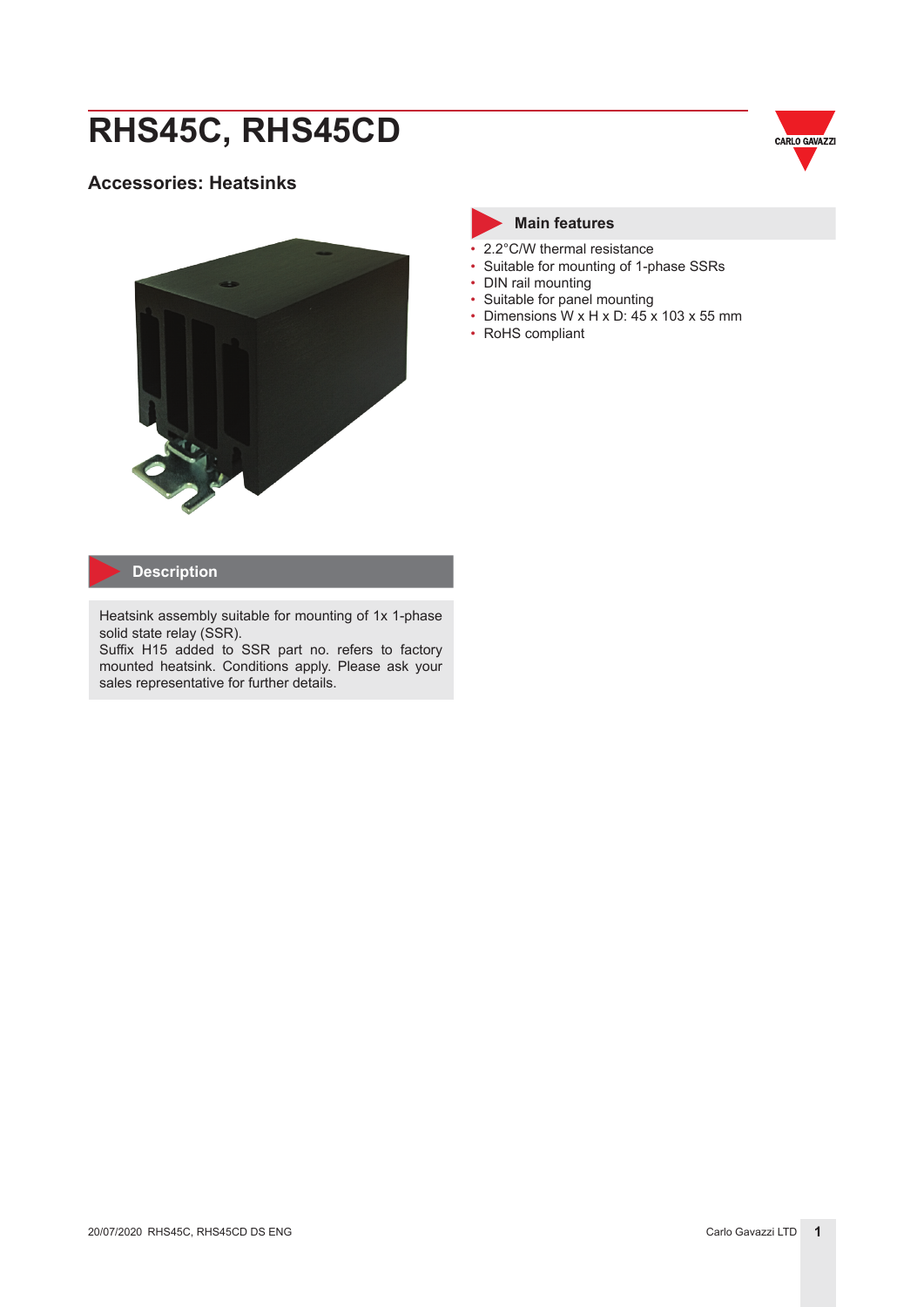# RHS45C, RHS45CD

## Accessories: Heatsinks

### Main features

- 2.2°C/W thermal resistance
- Suitable for mounting of 1-phase SSRs
- DIN rail mounting
- Suitable for panel mounting
- Dimensions W x H x D: 45 x 103 x 55 mm
- RoHS compliant

### Description

Heatsink assembly suitable for mounting of 1x 1-phase solid state relay (SSR).
Suffix H15 added to SSR part no. refers to factory mounted heatsink. Conditions apply. Please ask your sales representative for further details.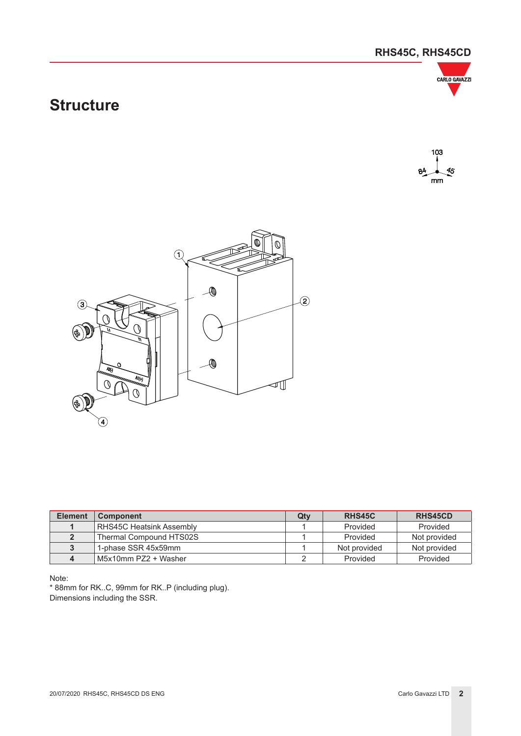# Structure

| Element | Component | Qty | RHS45C | RHS45CD |
|---|---|---|---|---|
| 1 | RHS45C Heatsink Assembly | 1 | Provided | Provided |
| 2 | Thermal Compound HTS02S | 1 | Provided | Not provided |
| 3 | 1-phase SSR 45x59mm | 1 | Not provided | Not provided |
| 4 | M5x10mm PZ2 + Washer | 2 | Provided | Provided |

Note:
* 88mm for RK..C, 99mm for RK..P (including plug).
Dimensions including the SSR.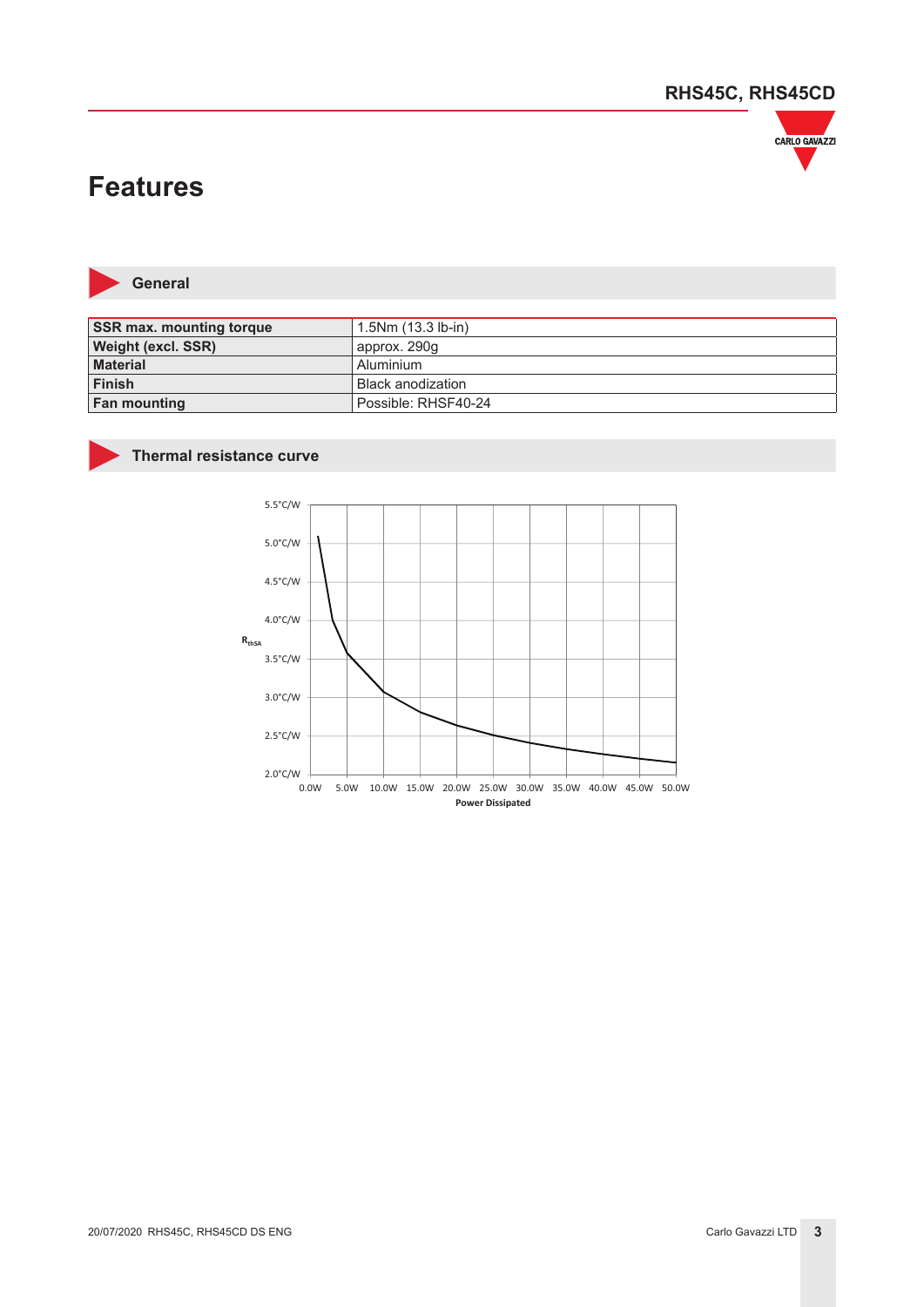# Features

## General

| SSR max. mounting torque | 1.5Nm (13.3 lb-in) |
|---|---|
| Weight (excl. SSR) | approx. 290g |
| Material | Aluminium |
| Finish | Black anodization |
| Fan mounting | Possible: RHSF40-24 |

## Thermal resistance curve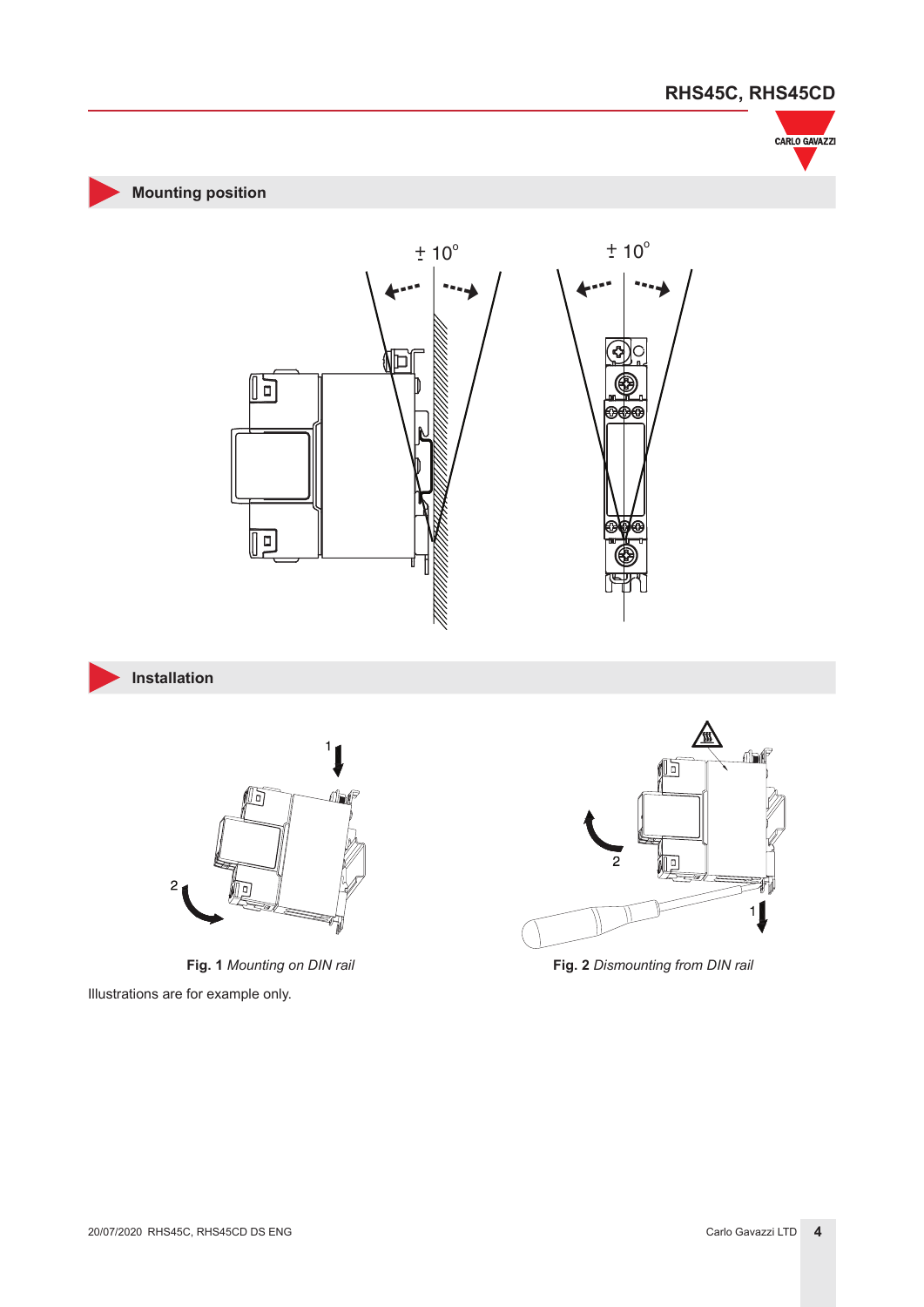## Mounting position

± 10°

± 10°

## Installation

**Fig. 1** *Mounting on DIN rail*

**Fig. 2** *Dismounting from DIN rail*

Illustrations are for example only.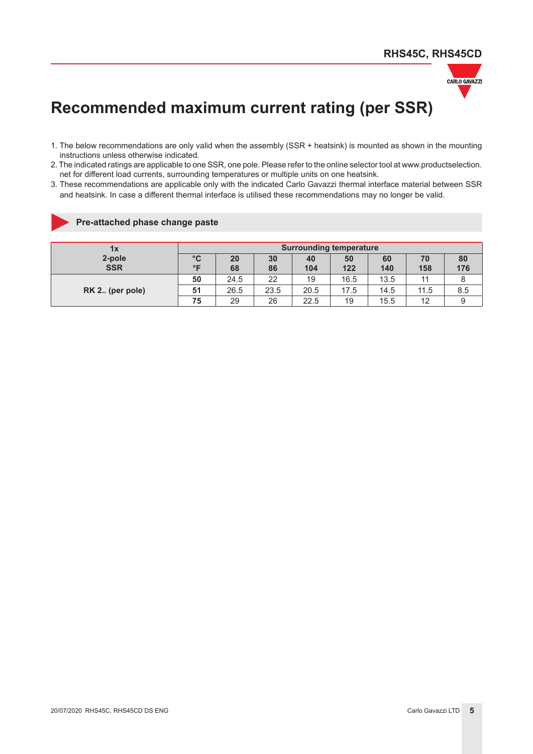# Recommended maximum current rating (per SSR)

1. The below recommendations are only valid when the assembly (SSR + heatsink) is mounted as shown in the mounting instructions unless otherwise indicated.
2. The indicated ratings are applicable to one SSR, one pole. Please refer to the online selector tool at www.productselection.net for different load currents, surrounding temperatures or multiple units on one heatsink.
3. These recommendations are applicable only with the indicated Carlo Gavazzi thermal interface material between SSR and heatsink. In case a different thermal interface is utilised these recommendations may no longer be valid.

## Pre-attached phase change paste

| 1x 2-pole SSR | Surrounding temperature | | | | | | | |
|---|---|---|---|---|---|---|---|---|
| | °C<br>°F | 20<br>68 | 30<br>86 | 40<br>104 | 50<br>122 | 60<br>140 | 70<br>158 | 80<br>176 |
| RK 2.. (per pole) | 50 | 24.5 | 22 | 19 | 16.5 | 13.5 | 11 | 8 |
| | 51 | 26.5 | 23.5 | 20.5 | 17.5 | 14.5 | 11.5 | 8.5 |
| | 75 | 29 | 26 | 22.5 | 19 | 15.5 | 12 | 9 |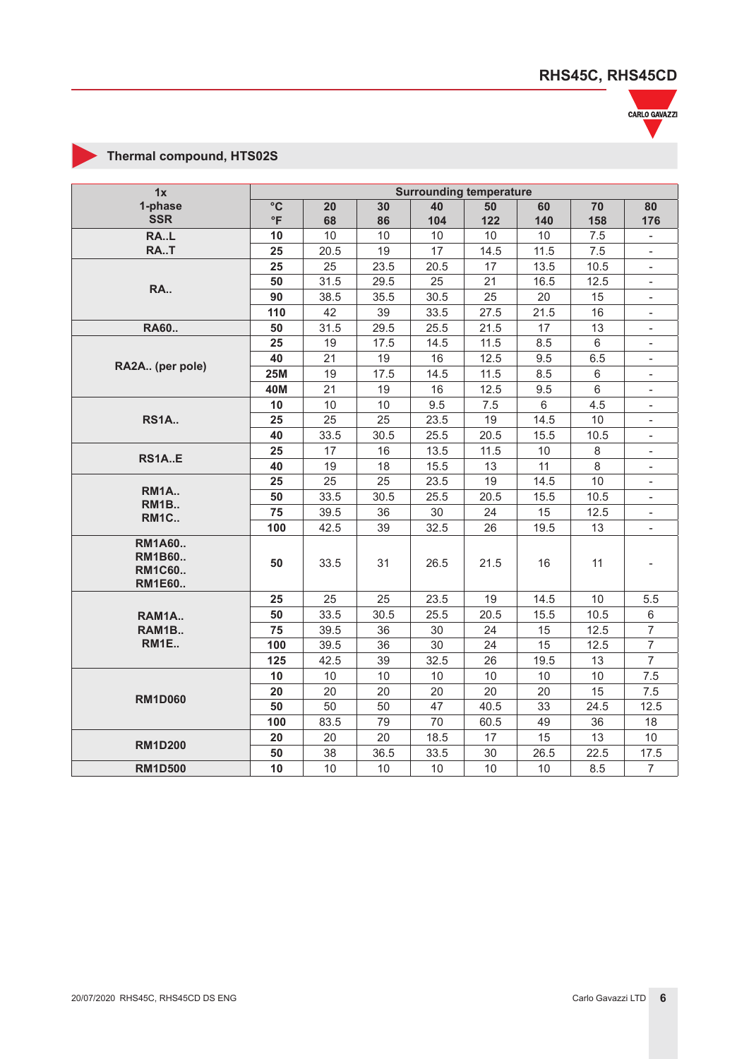## Thermal compound, HTS02S

| 1x 1-phase SSR | Surrounding temperature | | | | | | | |
|---|---|---|---|---|---|---|---|---|
| | °C °F | 20 68 | 30 86 | 40 104 | 50 122 | 60 140 | 70 158 | 80 176 |
| RA..L RA..T | 10 | 10 | 10 | 10 | 10 | 10 | 7.5 | - |
| | 25 | 20.5 | 19 | 17 | 14.5 | 11.5 | 7.5 | - |
| RA.. | 25 | 25 | 23.5 | 20.5 | 17 | 13.5 | 10.5 | - |
| | 50 | 31.5 | 29.5 | 25 | 21 | 16.5 | 12.5 | - |
| | 90 | 38.5 | 35.5 | 30.5 | 25 | 20 | 15 | - |
| | 110 | 42 | 39 | 33.5 | 27.5 | 21.5 | 16 | - |
| RA60.. | 50 | 31.5 | 29.5 | 25.5 | 21.5 | 17 | 13 | - |
| RA2A.. (per pole) | 25 | 19 | 17.5 | 14.5 | 11.5 | 8.5 | 6 | - |
| | 40 | 21 | 19 | 16 | 12.5 | 9.5 | 6.5 | - |
| | 25M | 19 | 17.5 | 14.5 | 11.5 | 8.5 | 6 | - |
| | 40M | 21 | 19 | 16 | 12.5 | 9.5 | 6 | - |
| RS1A.. | 10 | 10 | 10 | 9.5 | 7.5 | 6 | 4.5 | - |
| | 25 | 25 | 25 | 23.5 | 19 | 14.5 | 10 | - |
| | 40 | 33.5 | 30.5 | 25.5 | 20.5 | 15.5 | 10.5 | - |
| RS1A..E | 25 | 17 | 16 | 13.5 | 11.5 | 10 | 8 | - |
| | 40 | 19 | 18 | 15.5 | 13 | 11 | 8 | - |
| RM1A.. RM1B.. RM1C.. | 25 | 25 | 25 | 23.5 | 19 | 14.5 | 10 | - |
| | 50 | 33.5 | 30.5 | 25.5 | 20.5 | 15.5 | 10.5 | - |
| | 75 | 39.5 | 36 | 30 | 24 | 15 | 12.5 | - |
| | 100 | 42.5 | 39 | 32.5 | 26 | 19.5 | 13 | - |
| RM1A60.. RM1B60.. RM1C60.. RM1E60.. | 50 | 33.5 | 31 | 26.5 | 21.5 | 16 | 11 | - |
| RAM1A.. RAM1B.. RM1E.. | 25 | 25 | 25 | 23.5 | 19 | 14.5 | 10 | 5.5 |
| | 50 | 33.5 | 30.5 | 25.5 | 20.5 | 15.5 | 10.5 | 6 |
| | 75 | 39.5 | 36 | 30 | 24 | 15 | 12.5 | 7 |
| | 100 | 39.5 | 36 | 30 | 24 | 15 | 12.5 | 7 |
| | 125 | 42.5 | 39 | 32.5 | 26 | 19.5 | 13 | 7 |
| RM1D060 | 10 | 10 | 10 | 10 | 10 | 10 | 10 | 7.5 |
| | 20 | 20 | 20 | 20 | 20 | 20 | 15 | 7.5 |
| | 50 | 50 | 50 | 47 | 40.5 | 33 | 24.5 | 12.5 |
| | 100 | 83.5 | 79 | 70 | 60.5 | 49 | 36 | 18 |
| RM1D200 | 20 | 20 | 20 | 18.5 | 17 | 15 | 13 | 10 |
| | 50 | 38 | 36.5 | 33.5 | 30 | 26.5 | 22.5 | 17.5 |
| RM1D500 | 10 | 10 | 10 | 10 | 10 | 10 | 8.5 | 7 |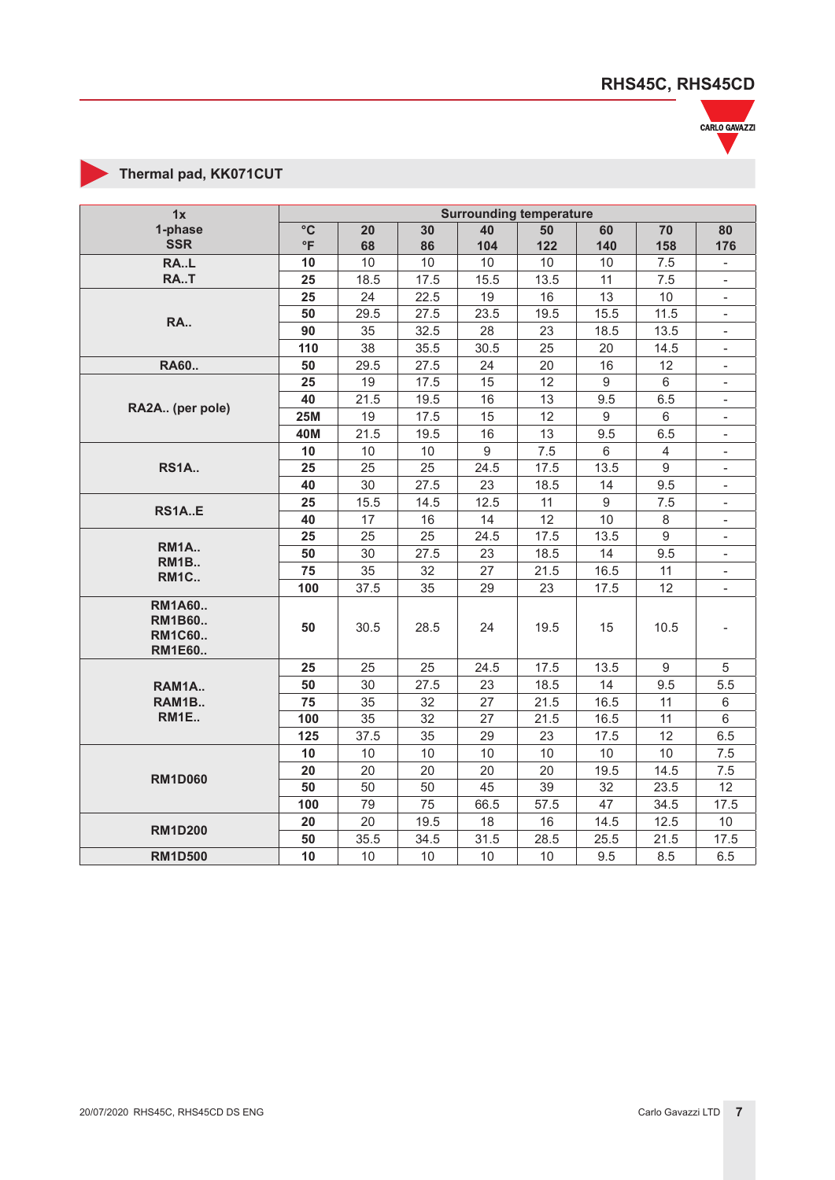## Thermal pad, KK071CUT

| 1x 1-phase SSR | Surrounding temperature | | | | | | | |
|---|---|---|---|---|---|---|---|---|
| | °C / °F | 20 / 68 | 30 / 86 | 40 / 104 | 50 / 122 | 60 / 140 | 70 / 158 | 80 / 176 |
| RA..L RA..T | 10 | 10 | 10 | 10 | 10 | 10 | 7.5 | - |
| | 25 | 18.5 | 17.5 | 15.5 | 13.5 | 11 | 7.5 | - |
| RA.. | 25 | 24 | 22.5 | 19 | 16 | 13 | 10 | - |
| | 50 | 29.5 | 27.5 | 23.5 | 19.5 | 15.5 | 11.5 | - |
| | 90 | 35 | 32.5 | 28 | 23 | 18.5 | 13.5 | - |
| | 110 | 38 | 35.5 | 30.5 | 25 | 20 | 14.5 | - |
| RA60.. | 50 | 29.5 | 27.5 | 24 | 20 | 16 | 12 | - |
| RA2A.. (per pole) | 25 | 19 | 17.5 | 15 | 12 | 9 | 6 | - |
| | 40 | 21.5 | 19.5 | 16 | 13 | 9.5 | 6.5 | - |
| | 25M | 19 | 17.5 | 15 | 12 | 9 | 6 | - |
| | 40M | 21.5 | 19.5 | 16 | 13 | 9.5 | 6.5 | - |
| RS1A.. | 10 | 10 | 10 | 9 | 7.5 | 6 | 4 | - |
| | 25 | 25 | 25 | 24.5 | 17.5 | 13.5 | 9 | - |
| | 40 | 30 | 27.5 | 23 | 18.5 | 14 | 9.5 | - |
| RS1A..E | 25 | 15.5 | 14.5 | 12.5 | 11 | 9 | 7.5 | - |
| | 40 | 17 | 16 | 14 | 12 | 10 | 8 | - |
| RM1A.. RM1B.. RM1C.. | 25 | 25 | 25 | 24.5 | 17.5 | 13.5 | 9 | - |
| | 50 | 30 | 27.5 | 23 | 18.5 | 14 | 9.5 | - |
| | 75 | 35 | 32 | 27 | 21.5 | 16.5 | 11 | - |
| | 100 | 37.5 | 35 | 29 | 23 | 17.5 | 12 | - |
| RM1A60.. RM1B60.. RM1C60.. RM1E60.. | 50 | 30.5 | 28.5 | 24 | 19.5 | 15 | 10.5 | - |
| RAM1A.. RAM1B.. RM1E.. | 25 | 25 | 25 | 24.5 | 17.5 | 13.5 | 9 | 5 |
| | 50 | 30 | 27.5 | 23 | 18.5 | 14 | 9.5 | 5.5 |
| | 75 | 35 | 32 | 27 | 21.5 | 16.5 | 11 | 6 |
| | 100 | 35 | 32 | 27 | 21.5 | 16.5 | 11 | 6 |
| | 125 | 37.5 | 35 | 29 | 23 | 17.5 | 12 | 6.5 |
| RM1D060 | 10 | 10 | 10 | 10 | 10 | 10 | 10 | 7.5 |
| | 20 | 20 | 20 | 20 | 20 | 19.5 | 14.5 | 7.5 |
| | 50 | 50 | 50 | 45 | 39 | 32 | 23.5 | 12 |
| | 100 | 79 | 75 | 66.5 | 57.5 | 47 | 34.5 | 17.5 |
| RM1D200 | 20 | 20 | 19.5 | 18 | 16 | 14.5 | 12.5 | 10 |
| | 50 | 35.5 | 34.5 | 31.5 | 28.5 | 25.5 | 21.5 | 17.5 |
| RM1D500 | 10 | 10 | 10 | 10 | 10 | 9.5 | 8.5 | 6.5 |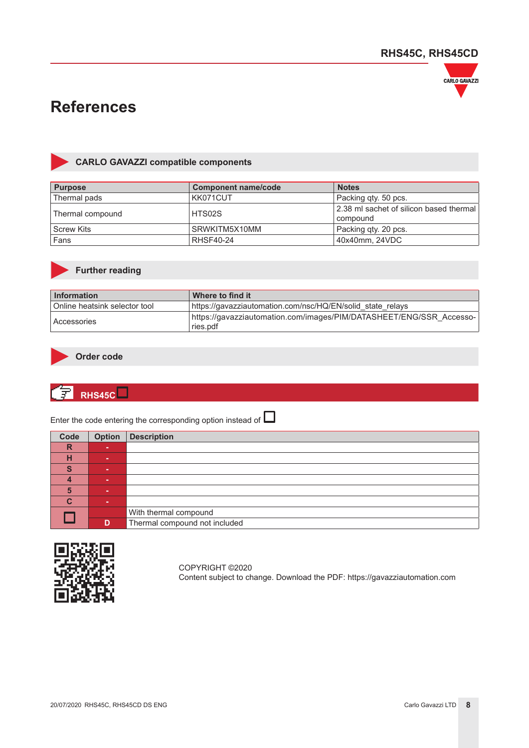# References

## CARLO GAVAZZI compatible components

| Purpose | Component name/code | Notes |
|---|---|---|
| Thermal pads | KK071CUT | Packing qty. 50 pcs. |
| Thermal compound | HTS02S | 2.38 ml sachet of silicon based thermal compound |
| Screw Kits | SRWKITM5X10MM | Packing qty. 20 pcs. |
| Fans | RHSF40-24 | 40x40mm, 24VDC |

## Further reading

| Information | Where to find it |
|---|---|
| Online heatsink selector tool | https://gavazziautomation.com/nsc/HQ/EN/solid_state_relays |
| Accessories | https://gavazziautomation.com/images/PIM/DATASHEET/ENG/SSR_Accessories.pdf |

## Order code

**RHS45C☐**

Enter the code entering the corresponding option instead of ☐

| Code | Option | Description |
|---|---|---|
| R | - | |
| H | - | |
| S | - | |
| 4 | - | |
| 5 | - | |
| C | - | |
| ☐ | | With thermal compound |
| | D | Thermal compound not included |

COPYRIGHT ©2020
Content subject to change. Download the PDF: https://gavazziautomation.com